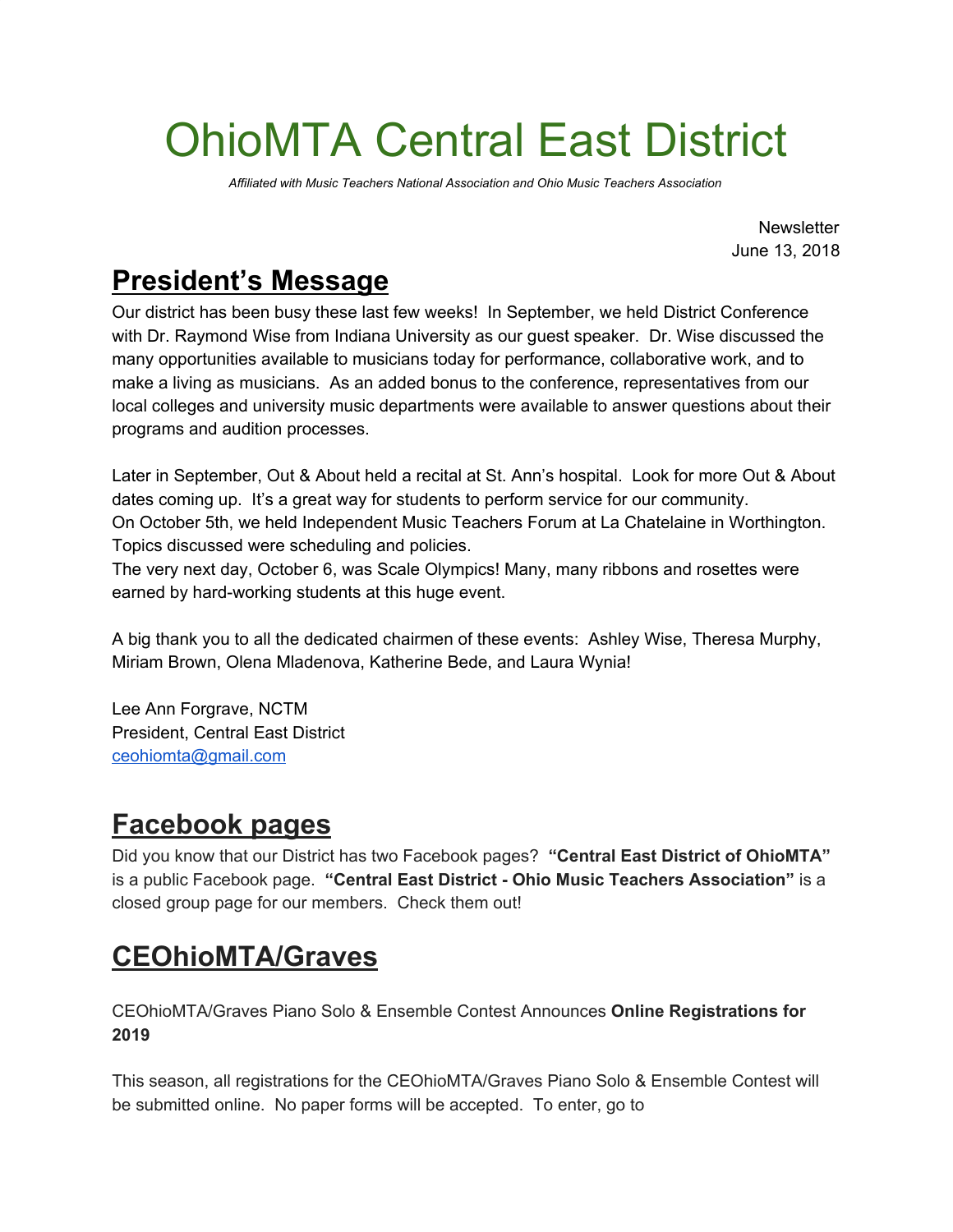# OhioMTA Central East District

*Affiliated with Music Teachers National Association and Ohio Music Teachers Association*

Newsletter
June 13, 2018

## President's Message

Our district has been busy these last few weeks! In September, we held District Conference with Dr. Raymond Wise from Indiana University as our guest speaker. Dr. Wise discussed the many opportunities available to musicians today for performance, collaborative work, and to make a living as musicians. As an added bonus to the conference, representatives from our local colleges and university music departments were available to answer questions about their programs and audition processes.

Later in September, Out & About held a recital at St. Ann's hospital. Look for more Out & About dates coming up. It's a great way for students to perform service for our community.
On October 5th, we held Independent Music Teachers Forum at La Chatelaine in Worthington. Topics discussed were scheduling and policies.
The very next day, October 6, was Scale Olympics! Many, many ribbons and rosettes were earned by hard-working students at this huge event.

A big thank you to all the dedicated chairmen of these events: Ashley Wise, Theresa Murphy, Miriam Brown, Olena Mladenova, Katherine Bede, and Laura Wynia!

Lee Ann Forgrave, NCTM
President, Central East District
ceohiomta@gmail.com

## Facebook pages

Did you know that our District has two Facebook pages? **"Central East District of OhioMTA"** is a public Facebook page. **"Central East District - Ohio Music Teachers Association"** is a closed group page for our members. Check them out!

## CEOhioMTA/Graves

CEOhioMTA/Graves Piano Solo & Ensemble Contest Announces **Online Registrations for 2019**

This season, all registrations for the CEOhioMTA/Graves Piano Solo & Ensemble Contest will be submitted online. No paper forms will be accepted. To enter, go to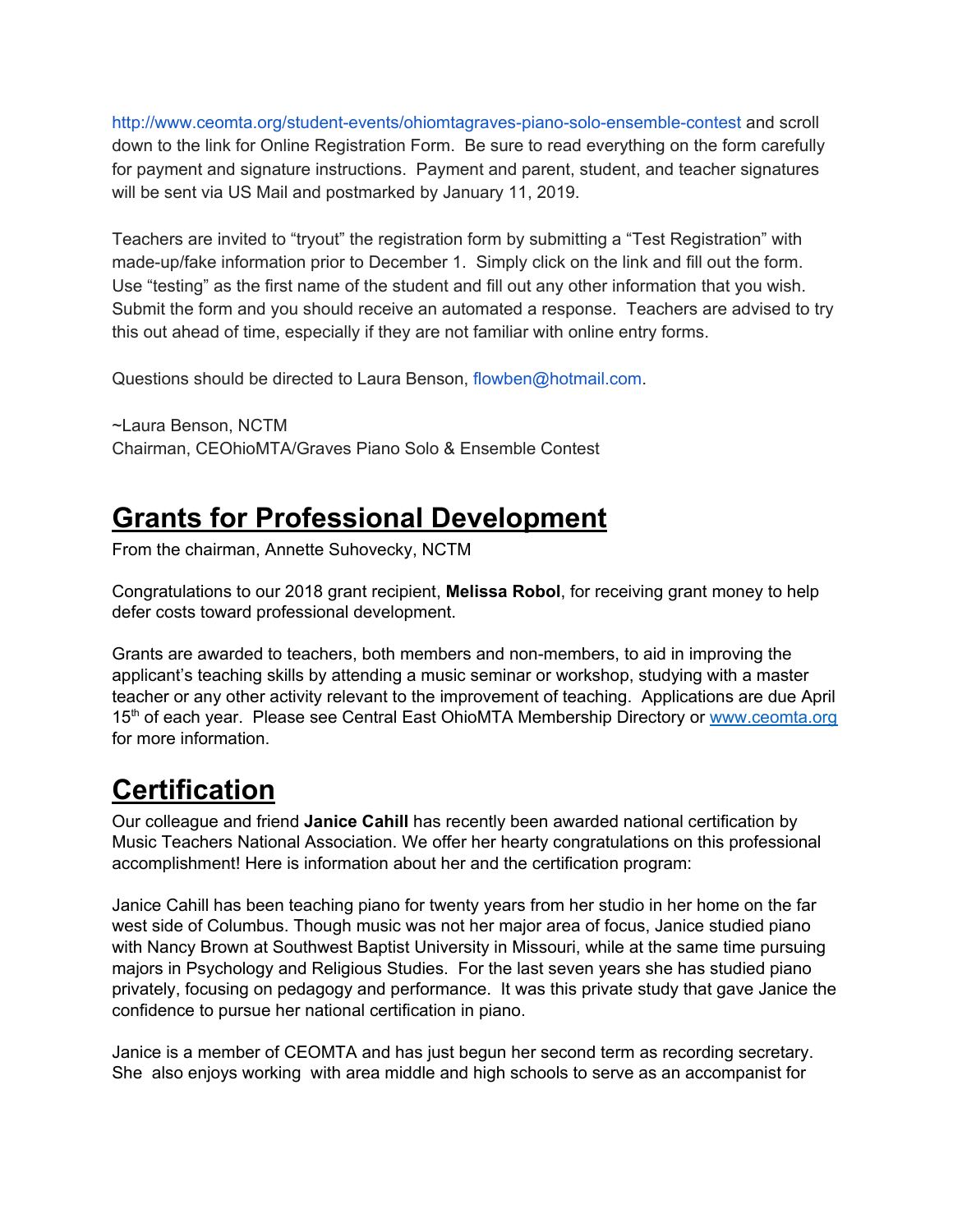http://www.ceomta.org/student-events/ohiomtagraves-piano-solo-ensemble-contest and scroll down to the link for Online Registration Form. Be sure to read everything on the form carefully for payment and signature instructions. Payment and parent, student, and teacher signatures will be sent via US Mail and postmarked by January 11, 2019.

Teachers are invited to "tryout" the registration form by submitting a "Test Registration" with made-up/fake information prior to December 1. Simply click on the link and fill out the form. Use "testing" as the first name of the student and fill out any other information that you wish. Submit the form and you should receive an automated a response. Teachers are advised to try this out ahead of time, especially if they are not familiar with online entry forms.

Questions should be directed to Laura Benson, flowben@hotmail.com.

~Laura Benson, NCTM
Chairman, CEOhioMTA/Graves Piano Solo & Ensemble Contest

# Grants for Professional Development

From the chairman, Annette Suhovecky, NCTM

Congratulations to our 2018 grant recipient, **Melissa Robol**, for receiving grant money to help defer costs toward professional development.

Grants are awarded to teachers, both members and non-members, to aid in improving the applicant's teaching skills by attending a music seminar or workshop, studying with a master teacher or any other activity relevant to the improvement of teaching. Applications are due April 15th of each year. Please see Central East OhioMTA Membership Directory or www.ceomta.org for more information.

# Certification

Our colleague and friend **Janice Cahill** has recently been awarded national certification by Music Teachers National Association. We offer her hearty congratulations on this professional accomplishment! Here is information about her and the certification program:

Janice Cahill has been teaching piano for twenty years from her studio in her home on the far west side of Columbus. Though music was not her major area of focus, Janice studied piano with Nancy Brown at Southwest Baptist University in Missouri, while at the same time pursuing majors in Psychology and Religious Studies. For the last seven years she has studied piano privately, focusing on pedagogy and performance. It was this private study that gave Janice the confidence to pursue her national certification in piano.

Janice is a member of CEOMTA and has just begun her second term as recording secretary. She also enjoys working with area middle and high schools to serve as an accompanist for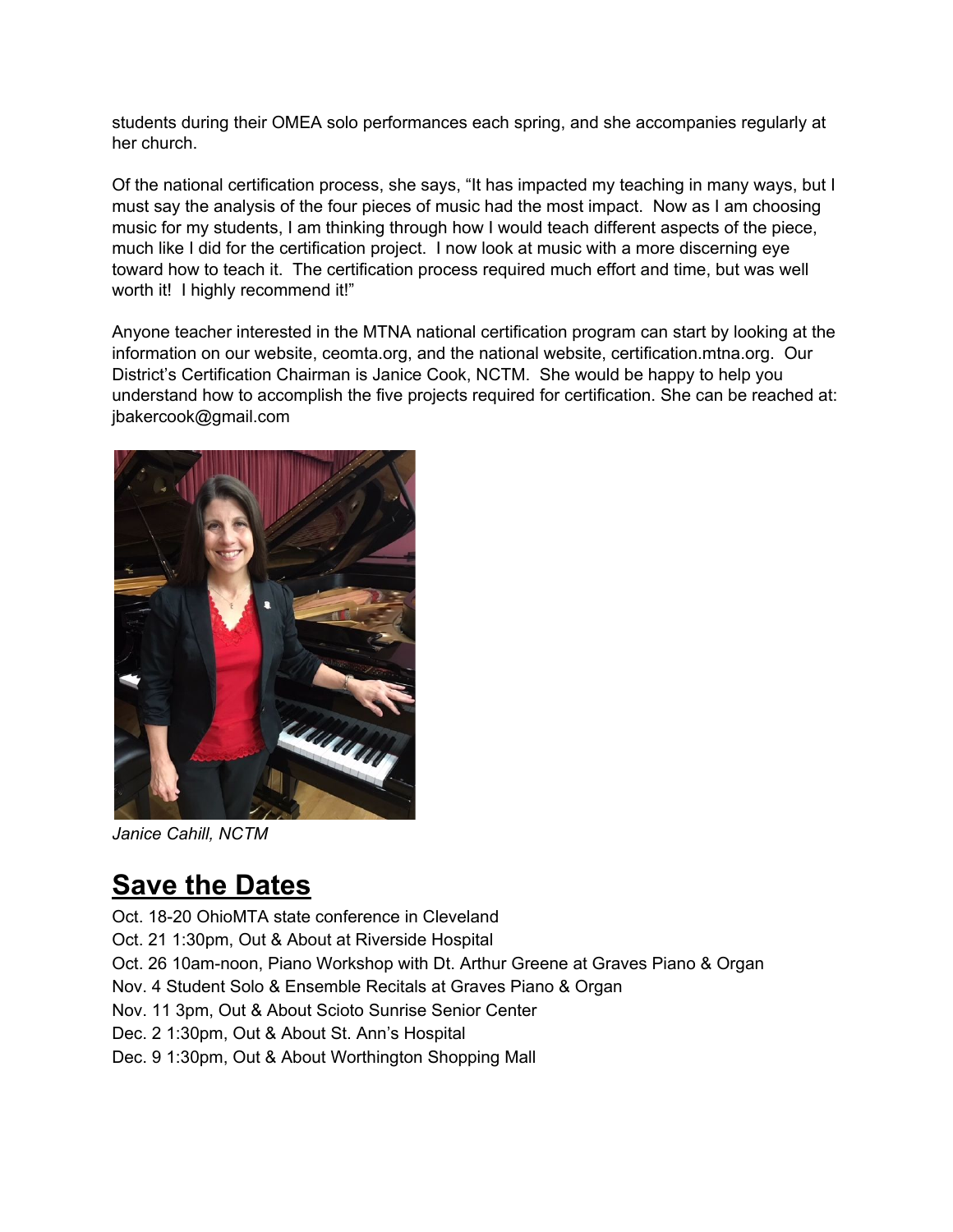students during their OMEA solo performances each spring, and she accompanies regularly at her church.

Of the national certification process, she says, "It has impacted my teaching in many ways, but I must say the analysis of the four pieces of music had the most impact. Now as I am choosing music for my students, I am thinking through how I would teach different aspects of the piece, much like I did for the certification project. I now look at music with a more discerning eye toward how to teach it. The certification process required much effort and time, but was well worth it! I highly recommend it!"

Anyone teacher interested in the MTNA national certification program can start by looking at the information on our website, ceomta.org, and the national website, certification.mtna.org. Our District's Certification Chairman is Janice Cook, NCTM. She would be happy to help you understand how to accomplish the five projects required for certification. She can be reached at: jbakercook@gmail.com

*Janice Cahill, NCTM*

## Save the Dates

Oct. 18-20 OhioMTA state conference in Cleveland
Oct. 21 1:30pm, Out & About at Riverside Hospital
Oct. 26 10am-noon, Piano Workshop with Dt. Arthur Greene at Graves Piano & Organ
Nov. 4 Student Solo & Ensemble Recitals at Graves Piano & Organ
Nov. 11 3pm, Out & About Scioto Sunrise Senior Center
Dec. 2 1:30pm, Out & About St. Ann's Hospital
Dec. 9 1:30pm, Out & About Worthington Shopping Mall